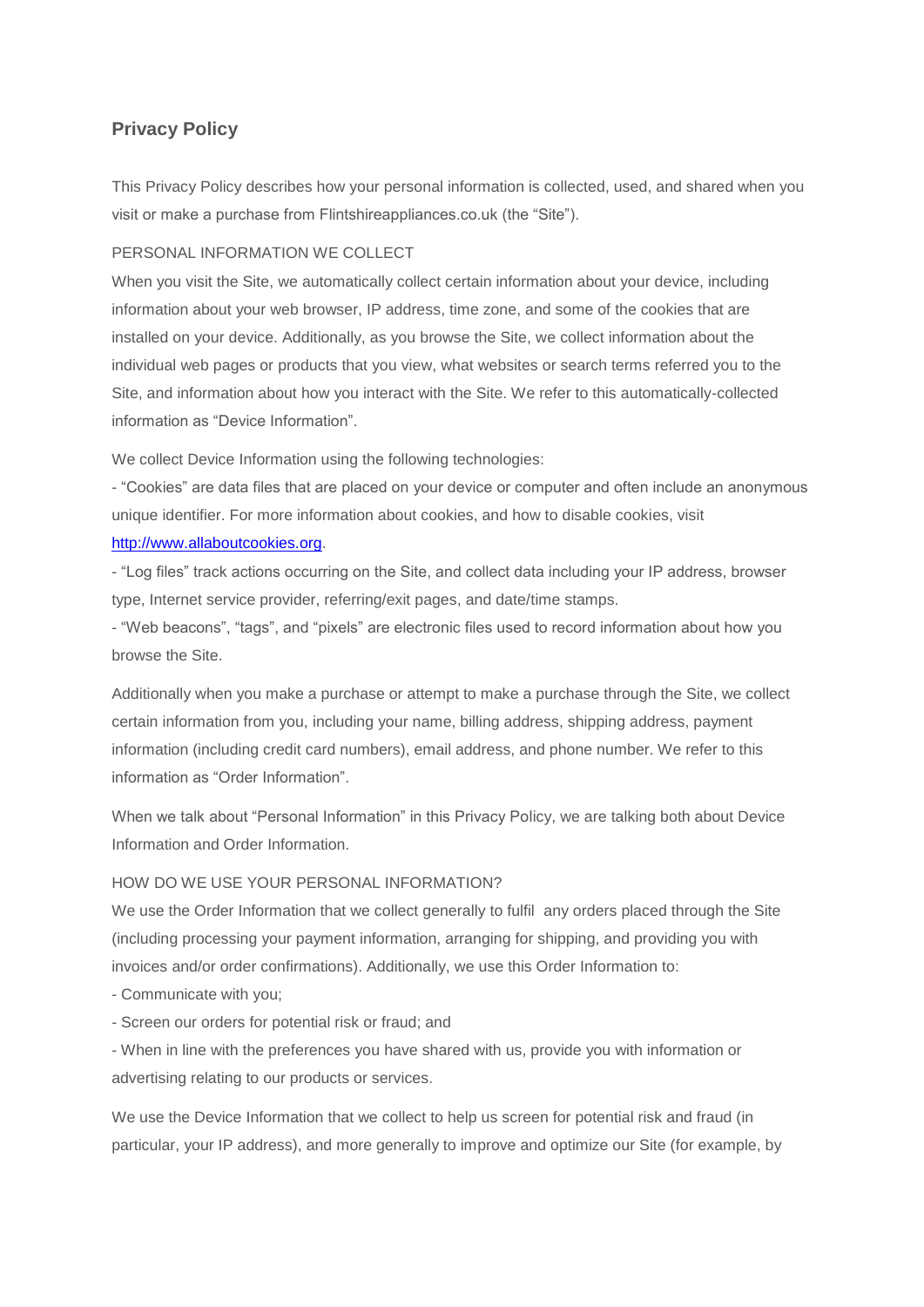## Privacy Policy

This Privacy Policy describes how your personal information is collected, used, and shared when you visit or make a purchase from Flintshireappliances.co.uk (the "Site").

PERSONAL INFORMATION WE COLLECT

When you visit the Site, we automatically collect certain information about your device, including information about your web browser, IP address, time zone, and some of the cookies that are installed on your device. Additionally, as you browse the Site, we collect information about the individual web pages or products that you view, what websites or search terms referred you to the Site, and information about how you interact with the Site. We refer to this automatically-collected information as "Device Information".

We collect Device Information using the following technologies:

- "Cookies" are data files that are placed on your device or computer and often include an anonymous unique identifier. For more information about cookies, and how to disable cookies, visit [http://www.allaboutcookies.org](http://www.allaboutcookies.org).
- "Log files" track actions occurring on the Site, and collect data including your IP address, browser type, Internet service provider, referring/exit pages, and date/time stamps.
- "Web beacons", "tags", and "pixels" are electronic files used to record information about how you browse the Site.

Additionally when you make a purchase or attempt to make a purchase through the Site, we collect certain information from you, including your name, billing address, shipping address, payment information (including credit card numbers), email address, and phone number. We refer to this information as "Order Information".

When we talk about "Personal Information" in this Privacy Policy, we are talking both about Device Information and Order Information.

HOW DO WE USE YOUR PERSONAL INFORMATION?

We use the Order Information that we collect generally to fulfil any orders placed through the Site (including processing your payment information, arranging for shipping, and providing you with invoices and/or order confirmations). Additionally, we use this Order Information to:

- Communicate with you;
- Screen our orders for potential risk or fraud; and
- When in line with the preferences you have shared with us, provide you with information or advertising relating to our products or services.

We use the Device Information that we collect to help us screen for potential risk and fraud (in particular, your IP address), and more generally to improve and optimize our Site (for example, by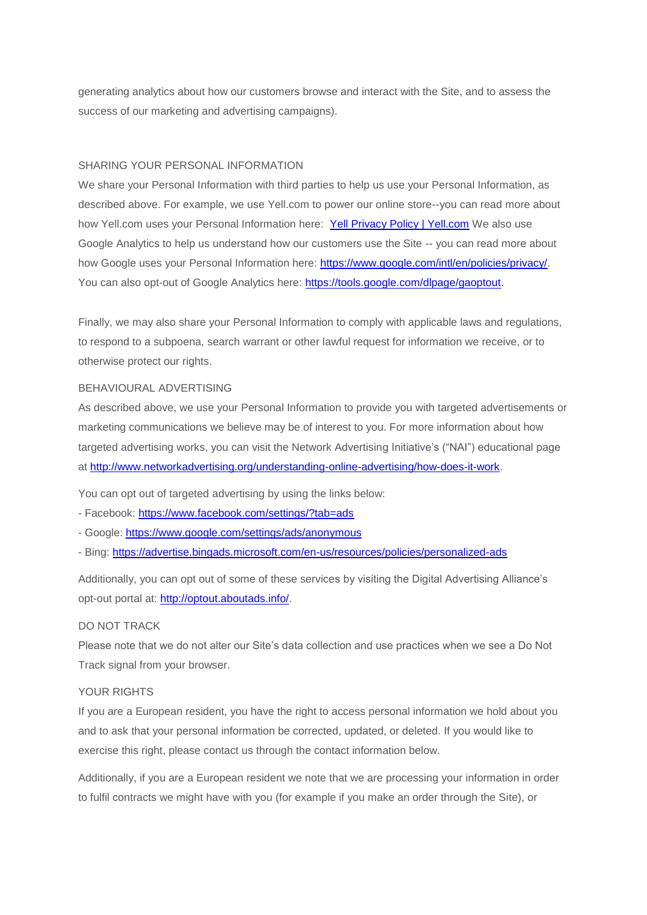generating analytics about how our customers browse and interact with the Site, and to assess the success of our marketing and advertising campaigns).

## SHARING YOUR PERSONAL INFORMATION

We share your Personal Information with third parties to help us use your Personal Information, as described above. For example, we use Yell.com to power our online store--you can read more about how Yell.com uses your Personal Information here: [Yell Privacy Policy | Yell.com](#) We also use Google Analytics to help us understand how our customers use the Site -- you can read more about how Google uses your Personal Information here: https://www.google.com/intl/en/policies/privacy/. You can also opt-out of Google Analytics here: https://tools.google.com/dlpage/gaoptout.

Finally, we may also share your Personal Information to comply with applicable laws and regulations, to respond to a subpoena, search warrant or other lawful request for information we receive, or to otherwise protect our rights.

## BEHAVIOURAL ADVERTISING

As described above, we use your Personal Information to provide you with targeted advertisements or marketing communications we believe may be of interest to you. For more information about how targeted advertising works, you can visit the Network Advertising Initiative's ("NAI") educational page at http://www.networkadvertising.org/understanding-online-advertising/how-does-it-work.

You can opt out of targeted advertising by using the links below:

- Facebook: https://www.facebook.com/settings/?tab=ads
- Google: https://www.google.com/settings/ads/anonymous
- Bing: https://advertise.bingads.microsoft.com/en-us/resources/policies/personalized-ads

Additionally, you can opt out of some of these services by visiting the Digital Advertising Alliance's opt-out portal at: http://optout.aboutads.info/.

## DO NOT TRACK

Please note that we do not alter our Site's data collection and use practices when we see a Do Not Track signal from your browser.

## YOUR RIGHTS

If you are a European resident, you have the right to access personal information we hold about you and to ask that your personal information be corrected, updated, or deleted. If you would like to exercise this right, please contact us through the contact information below.

Additionally, if you are a European resident we note that we are processing your information in order to fulfil contracts we might have with you (for example if you make an order through the Site), or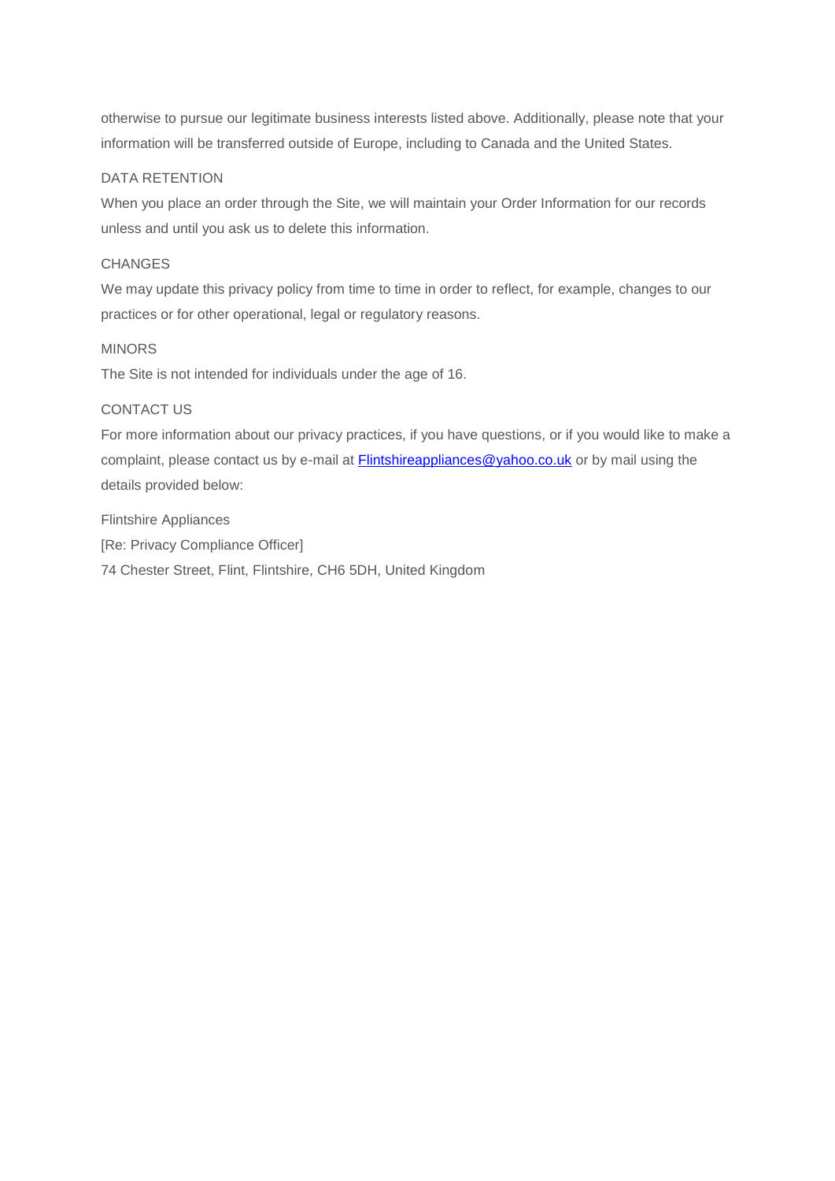otherwise to pursue our legitimate business interests listed above. Additionally, please note that your information will be transferred outside of Europe, including to Canada and the United States.

## DATA RETENTION

When you place an order through the Site, we will maintain your Order Information for our records unless and until you ask us to delete this information.

## CHANGES

We may update this privacy policy from time to time in order to reflect, for example, changes to our practices or for other operational, legal or regulatory reasons.

## MINORS

The Site is not intended for individuals under the age of 16.

## CONTACT US

For more information about our privacy practices, if you have questions, or if you would like to make a complaint, please contact us by e-mail at [Flintshireappliances@yahoo.co.uk](mailto:Flintshireappliances@yahoo.co.uk) or by mail using the details provided below:

Flintshire Appliances
[Re: Privacy Compliance Officer]
74 Chester Street, Flint, Flintshire, CH6 5DH, United Kingdom